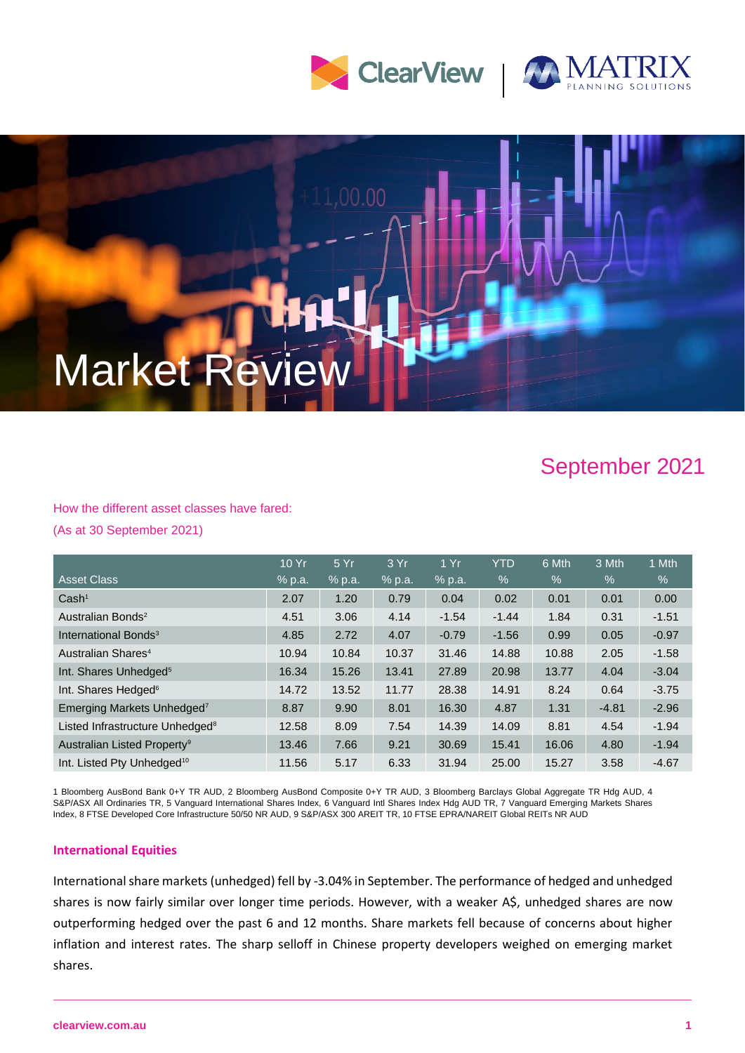# Market Review

## September 2021

How the different asset classes have fared:

(As at 30 September 2021)

| Asset Class | 10 Yr % p.a. | 5 Yr % p.a. | 3 Yr % p.a. | 1 Yr % p.a. | YTD % | 6 Mth % | 3 Mth % | 1 Mth % |
|---|---|---|---|---|---|---|---|---|
| Cash[1] | 2.07 | 1.20 | 0.79 | 0.04 | 0.02 | 0.01 | 0.01 | 0.00 |
| Australian Bonds[2] | 4.51 | 3.06 | 4.14 | -1.54 | -1.44 | 1.84 | 0.31 | -1.51 |
| International Bonds[3] | 4.85 | 2.72 | 4.07 | -0.79 | -1.56 | 0.99 | 0.05 | -0.97 |
| Australian Shares[4] | 10.94 | 10.84 | 10.37 | 31.46 | 14.88 | 10.88 | 2.05 | -1.58 |
| Int. Shares Unhedged[5] | 16.34 | 15.26 | 13.41 | 27.89 | 20.98 | 13.77 | 4.04 | -3.04 |
| Int. Shares Hedged[6] | 14.72 | 13.52 | 11.77 | 28.38 | 14.91 | 8.24 | 0.64 | -3.75 |
| Emerging Markets Unhedged[7] | 8.87 | 9.90 | 8.01 | 16.30 | 4.87 | 1.31 | -4.81 | -2.96 |
| Listed Infrastructure Unhedged[8] | 12.58 | 8.09 | 7.54 | 14.39 | 14.09 | 8.81 | 4.54 | -1.94 |
| Australian Listed Property[9] | 13.46 | 7.66 | 9.21 | 30.69 | 15.41 | 16.06 | 4.80 | -1.94 |
| Int. Listed Pty Unhedged[10] | 11.56 | 5.17 | 6.33 | 31.94 | 25.00 | 15.27 | 3.58 | -4.67 |

1 Bloomberg AusBond Bank 0+Y TR AUD, 2 Bloomberg AusBond Composite 0+Y TR AUD, 3 Bloomberg Barclays Global Aggregate TR Hdg AUD, 4 S&P/ASX All Ordinaries TR, 5 Vanguard International Shares Index, 6 Vanguard Intl Shares Index Hdg AUD TR, 7 Vanguard Emerging Markets Shares Index, 8 FTSE Developed Core Infrastructure 50/50 NR AUD, 9 S&P/ASX 300 AREIT TR, 10 FTSE EPRA/NAREIT Global REITs NR AUD

### International Equities

International share markets (unhedged) fell by -3.04% in September. The performance of hedged and unhedged shares is now fairly similar over longer time periods. However, with a weaker A$, unhedged shares are now outperforming hedged over the past 6 and 12 months. Share markets fell because of concerns about higher inflation and interest rates. The sharp selloff in Chinese property developers weighed on emerging market shares.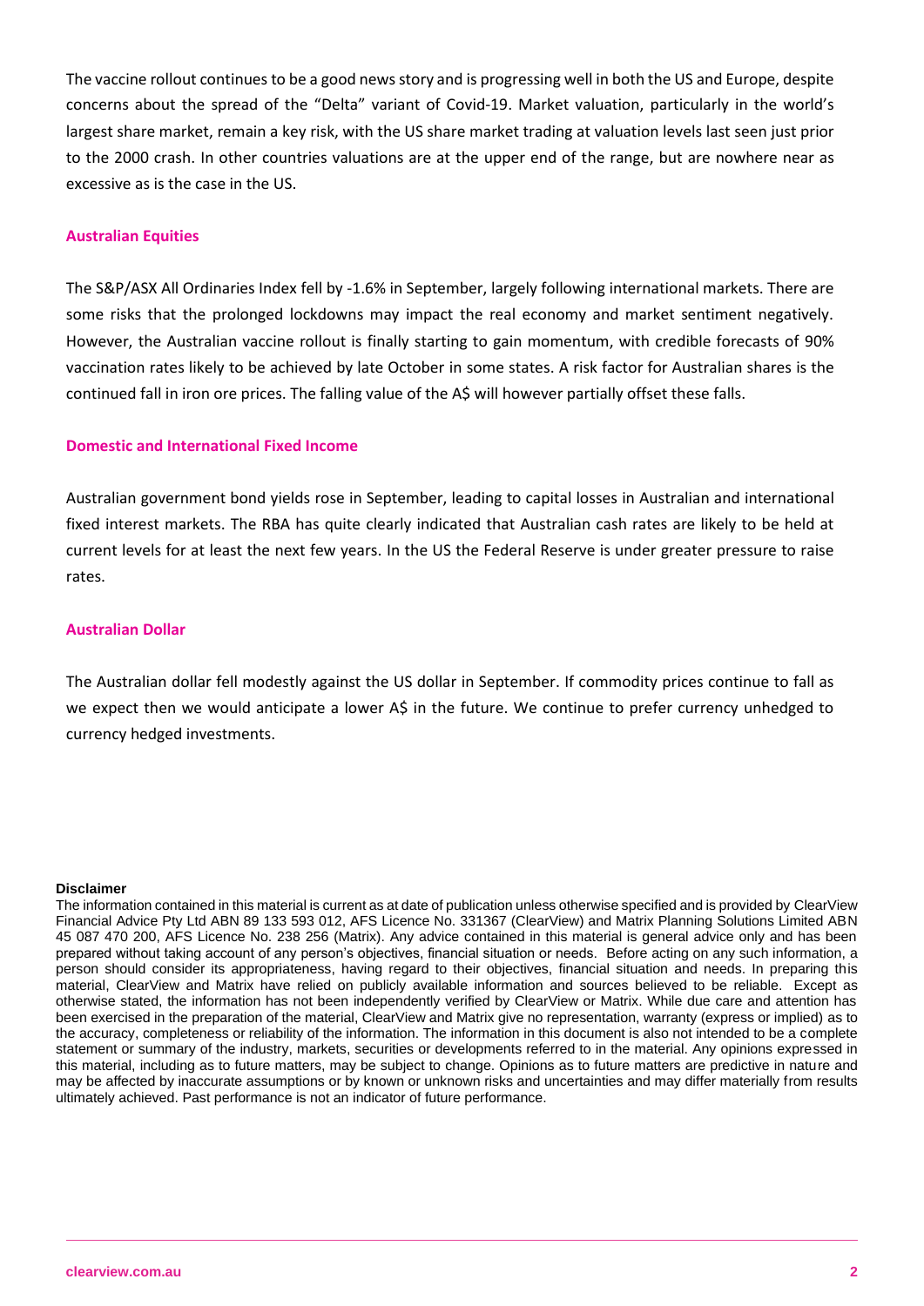The vaccine rollout continues to be a good news story and is progressing well in both the US and Europe, despite concerns about the spread of the "Delta" variant of Covid-19. Market valuation, particularly in the world's largest share market, remain a key risk, with the US share market trading at valuation levels last seen just prior to the 2000 crash. In other countries valuations are at the upper end of the range, but are nowhere near as excessive as is the case in the US.

## Australian Equities

The S&P/ASX All Ordinaries Index fell by -1.6% in September, largely following international markets. There are some risks that the prolonged lockdowns may impact the real economy and market sentiment negatively. However, the Australian vaccine rollout is finally starting to gain momentum, with credible forecasts of 90% vaccination rates likely to be achieved by late October in some states. A risk factor for Australian shares is the continued fall in iron ore prices. The falling value of the A$ will however partially offset these falls.

## Domestic and International Fixed Income

Australian government bond yields rose in September, leading to capital losses in Australian and international fixed interest markets. The RBA has quite clearly indicated that Australian cash rates are likely to be held at current levels for at least the next few years. In the US the Federal Reserve is under greater pressure to raise rates.

## Australian Dollar

The Australian dollar fell modestly against the US dollar in September. If commodity prices continue to fall as we expect then we would anticipate a lower A$ in the future. We continue to prefer currency unhedged to currency hedged investments.

**Disclaimer**

The information contained in this material is current as at date of publication unless otherwise specified and is provided by ClearView Financial Advice Pty Ltd ABN 89 133 593 012, AFS Licence No. 331367 (ClearView) and Matrix Planning Solutions Limited ABN 45 087 470 200, AFS Licence No. 238 256 (Matrix). Any advice contained in this material is general advice only and has been prepared without taking account of any person's objectives, financial situation or needs. Before acting on any such information, a person should consider its appropriateness, having regard to their objectives, financial situation and needs. In preparing this material, ClearView and Matrix have relied on publicly available information and sources believed to be reliable. Except as otherwise stated, the information has not been independently verified by ClearView or Matrix. While due care and attention has been exercised in the preparation of the material, ClearView and Matrix give no representation, warranty (express or implied) as to the accuracy, completeness or reliability of the information. The information in this document is also not intended to be a complete statement or summary of the industry, markets, securities or developments referred to in the material. Any opinions expressed in this material, including as to future matters, may be subject to change. Opinions as to future matters are predictive in nature and may be affected by inaccurate assumptions or by known or unknown risks and uncertainties and may differ materially from results ultimately achieved. Past performance is not an indicator of future performance.

clearview.com.au